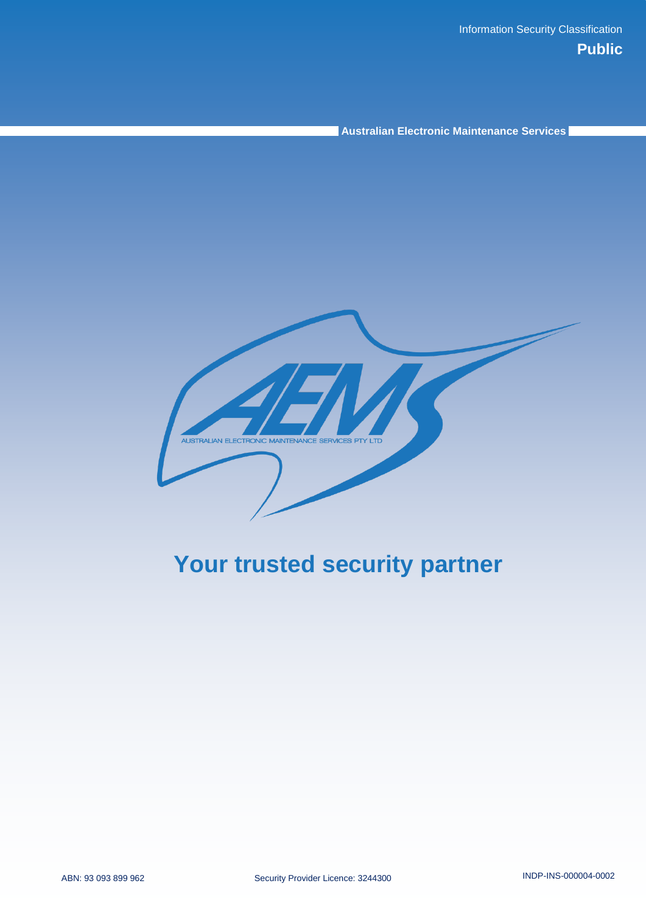Information Security Classification

**Public**

**Australian Electronic Maintenance Services**

AEMS

AUSTRALIAN ELECTRONIC MAINTENANCE SERVICES PTY LTD

# Your trusted security partner

ABN: 93 093 899 962

Security Provider Licence: 3244300

INDP-INS-000004-0002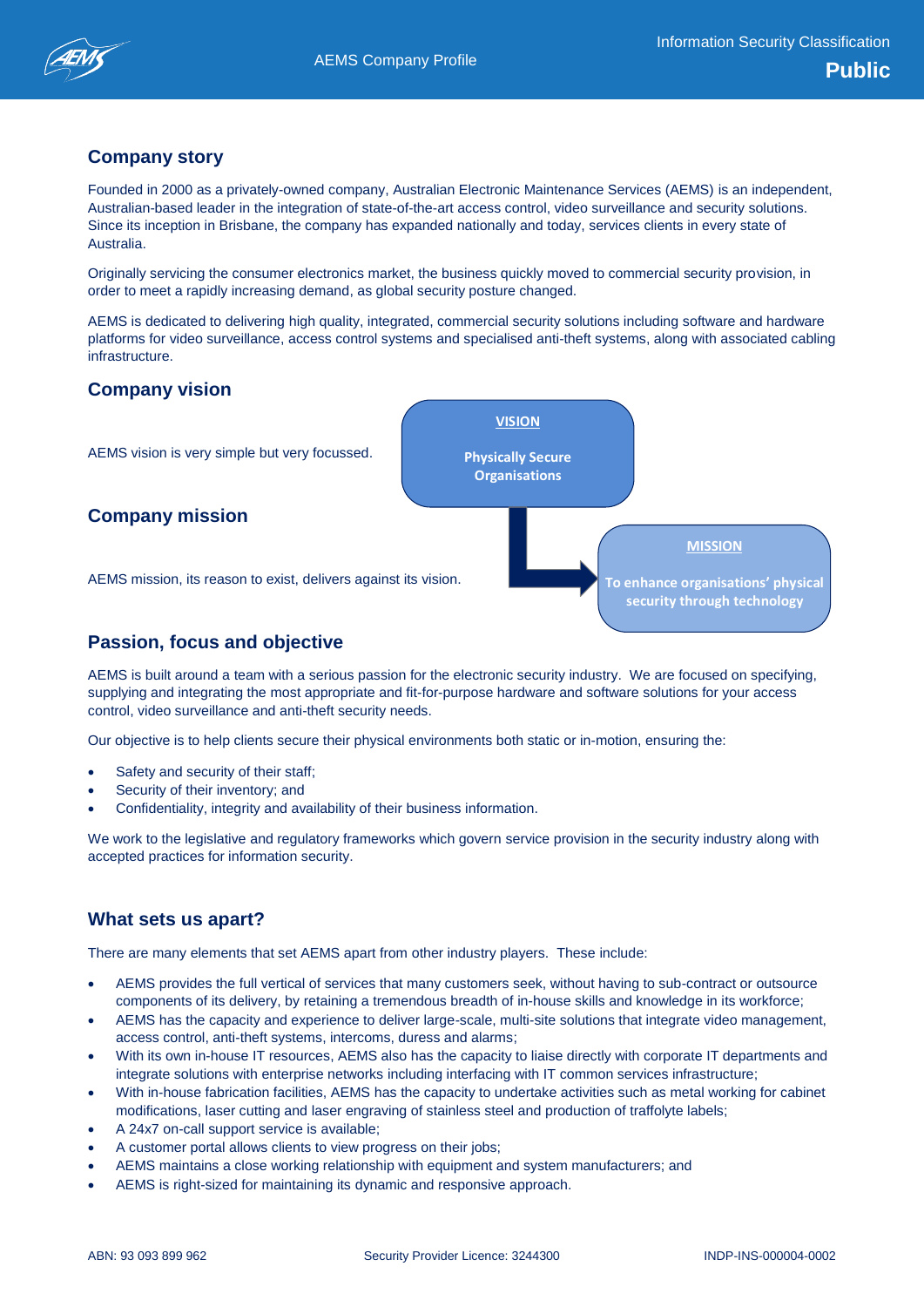## Company story

Founded in 2000 as a privately-owned company, Australian Electronic Maintenance Services (AEMS) is an independent, Australian-based leader in the integration of state-of-the-art access control, video surveillance and security solutions. Since its inception in Brisbane, the company has expanded nationally and today, services clients in every state of Australia.

Originally servicing the consumer electronics market, the business quickly moved to commercial security provision, in order to meet a rapidly increasing demand, as global security posture changed.

AEMS is dedicated to delivering high quality, integrated, commercial security solutions including software and hardware platforms for video surveillance, access control systems and specialised anti-theft systems, along with associated cabling infrastructure.

## Company vision

AEMS vision is very simple but very focussed.

**VISION**

**Physically Secure Organisations**

## Company mission

AEMS mission, its reason to exist, delivers against its vision.

**MISSION**

**To enhance organisations' physical security through technology**

## Passion, focus and objective

AEMS is built around a team with a serious passion for the electronic security industry. We are focused on specifying, supplying and integrating the most appropriate and fit-for-purpose hardware and software solutions for your access control, video surveillance and anti-theft security needs.

Our objective is to help clients secure their physical environments both static or in-motion, ensuring the:

- Safety and security of their staff;
- Security of their inventory; and
- Confidentiality, integrity and availability of their business information.

We work to the legislative and regulatory frameworks which govern service provision in the security industry along with accepted practices for information security.

## What sets us apart?

There are many elements that set AEMS apart from other industry players. These include:

- AEMS provides the full vertical of services that many customers seek, without having to sub-contract or outsource components of its delivery, by retaining a tremendous breadth of in-house skills and knowledge in its workforce;
- AEMS has the capacity and experience to deliver large-scale, multi-site solutions that integrate video management, access control, anti-theft systems, intercoms, duress and alarms;
- With its own in-house IT resources, AEMS also has the capacity to liaise directly with corporate IT departments and integrate solutions with enterprise networks including interfacing with IT common services infrastructure;
- With in-house fabrication facilities, AEMS has the capacity to undertake activities such as metal working for cabinet modifications, laser cutting and laser engraving of stainless steel and production of traffolyte labels;
- A 24x7 on-call support service is available;
- A customer portal allows clients to view progress on their jobs;
- AEMS maintains a close working relationship with equipment and system manufacturers; and
- AEMS is right-sized for maintaining its dynamic and responsive approach.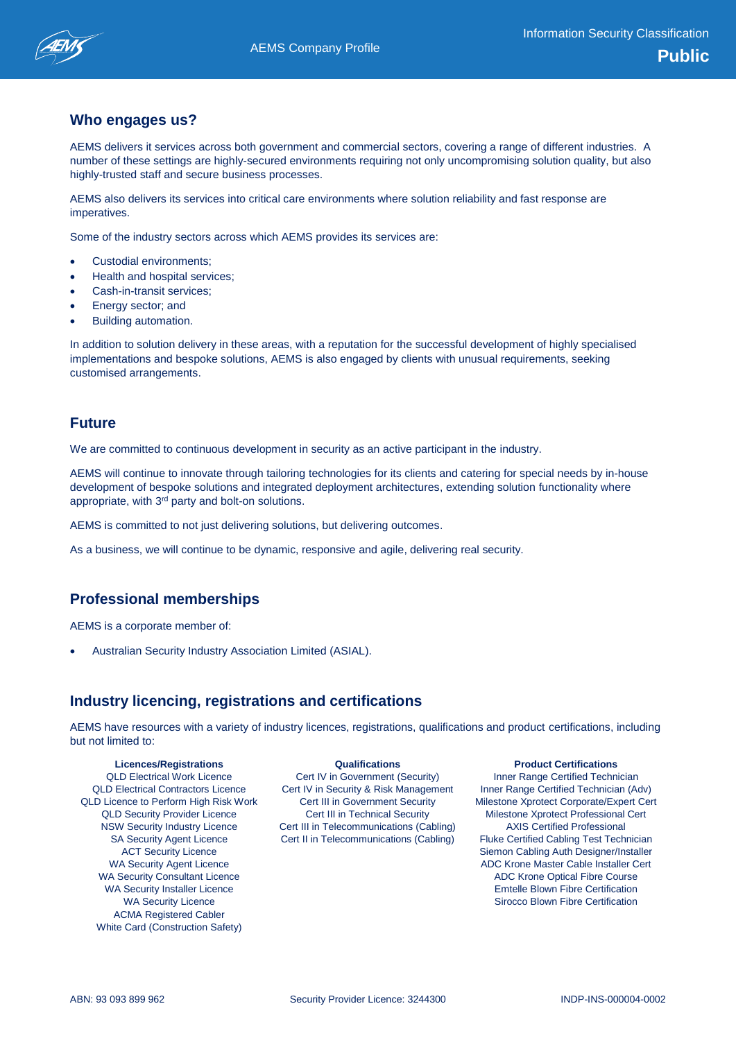## Who engages us?

AEMS delivers it services across both government and commercial sectors, covering a range of different industries. A number of these settings are highly-secured environments requiring not only uncompromising solution quality, but also highly-trusted staff and secure business processes.

AEMS also delivers its services into critical care environments where solution reliability and fast response are imperatives.

Some of the industry sectors across which AEMS provides its services are:

- Custodial environments;
- Health and hospital services;
- Cash-in-transit services;
- Energy sector; and
- Building automation.

In addition to solution delivery in these areas, with a reputation for the successful development of highly specialised implementations and bespoke solutions, AEMS is also engaged by clients with unusual requirements, seeking customised arrangements.

## Future

We are committed to continuous development in security as an active participant in the industry.

AEMS will continue to innovate through tailoring technologies for its clients and catering for special needs by in-house development of bespoke solutions and integrated deployment architectures, extending solution functionality where appropriate, with 3rd party and bolt-on solutions.

AEMS is committed to not just delivering solutions, but delivering outcomes.

As a business, we will continue to be dynamic, responsive and agile, delivering real security.

## Professional memberships

AEMS is a corporate member of:

- Australian Security Industry Association Limited (ASIAL).

## Industry licencing, registrations and certifications

AEMS have resources with a variety of industry licences, registrations, qualifications and product certifications, including but not limited to:

| Licences/Registrations | Qualifications | Product Certifications |
|---|---|---|
| QLD Electrical Work Licence | Cert IV in Government (Security) | Inner Range Certified Technician |
| QLD Electrical Contractors Licence | Cert IV in Security & Risk Management | Inner Range Certified Technician (Adv) |
| QLD Licence to Perform High Risk Work | Cert III in Government Security | Milestone Xprotect Corporate/Expert Cert |
| QLD Security Provider Licence | Cert III in Technical Security | Milestone Xprotect Professional Cert |
| NSW Security Industry Licence | Cert III in Telecommunications (Cabling) | AXIS Certified Professional |
| SA Security Agent Licence | Cert II in Telecommunications (Cabling) | Fluke Certified Cabling Test Technician |
| ACT Security Licence | | Siemon Cabling Auth Designer/Installer |
| WA Security Agent Licence | | ADC Krone Master Cable Installer Cert |
| WA Security Consultant Licence | | ADC Krone Optical Fibre Course |
| WA Security Installer Licence | | Emtelle Blown Fibre Certification |
| WA Security Licence | | Sirocco Blown Fibre Certification |
| ACMA Registered Cabler | | |
| White Card (Construction Safety) | | |